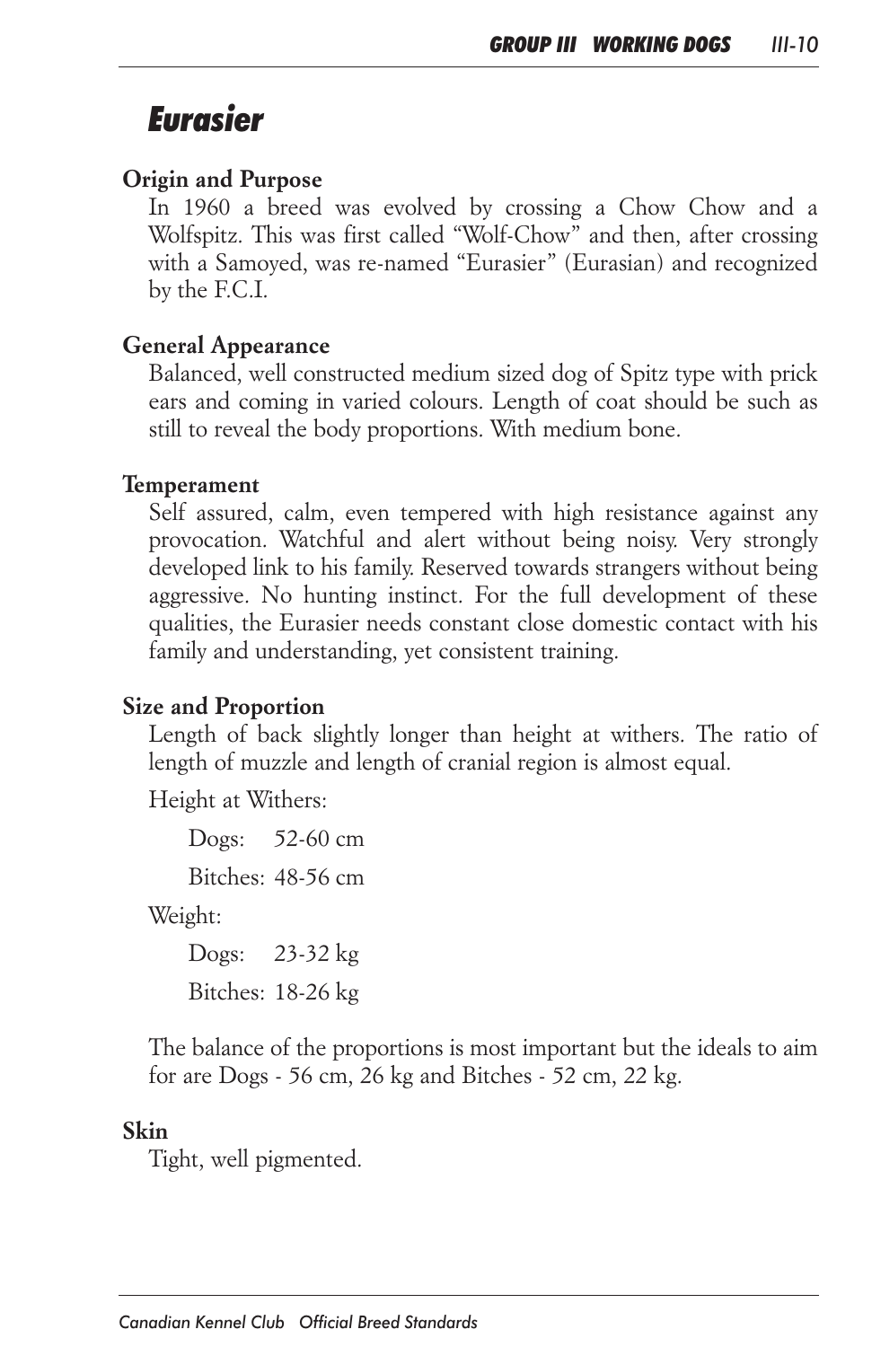# Eurasier

## Origin and Purpose

In 1960 a breed was evolved by crossing a Chow Chow and a Wolfspitz. This was first called "Wolf-Chow" and then, after crossing with a Samoyed, was re-named "Eurasier" (Eurasian) and recognized by the F.C.I.

## General Appearance

Balanced, well constructed medium sized dog of Spitz type with prick ears and coming in varied colours. Length of coat should be such as still to reveal the body proportions. With medium bone.

## Temperament

Self assured, calm, even tempered with high resistance against any provocation. Watchful and alert without being noisy. Very strongly developed link to his family. Reserved towards strangers without being aggressive. No hunting instinct. For the full development of these qualities, the Eurasier needs constant close domestic contact with his family and understanding, yet consistent training.

## Size and Proportion

Length of back slightly longer than height at withers. The ratio of length of muzzle and length of cranial region is almost equal.

Height at Withers:

Dogs: 52-60 cm

Bitches: 48-56 cm

Weight:

Dogs: 23-32 kg

Bitches: 18-26 kg

The balance of the proportions is most important but the ideals to aim for are Dogs - 56 cm, 26 kg and Bitches - 52 cm, 22 kg.

## Skin

Tight, well pigmented.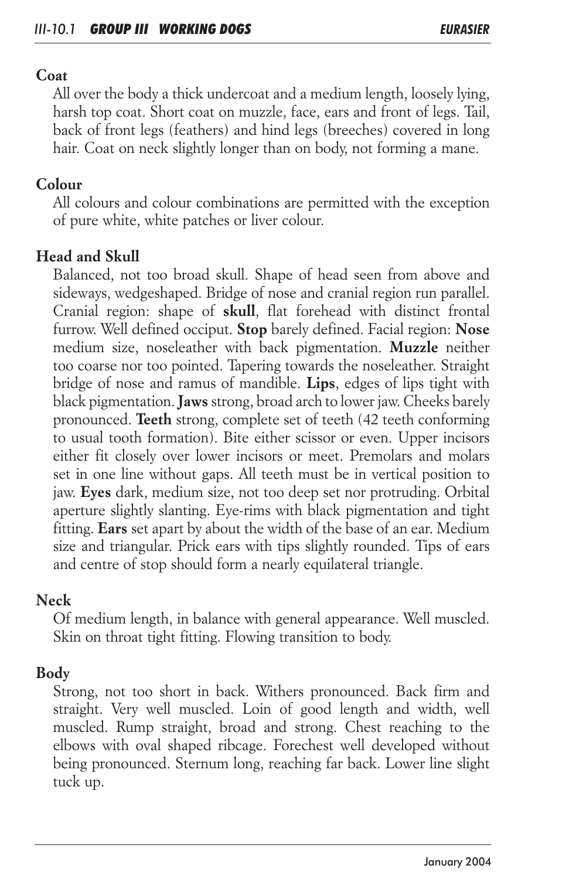## Coat

All over the body a thick undercoat and a medium length, loosely lying, harsh top coat. Short coat on muzzle, face, ears and front of legs. Tail, back of front legs (feathers) and hind legs (breeches) covered in long hair. Coat on neck slightly longer than on body, not forming a mane.

## Colour

All colours and colour combinations are permitted with the exception of pure white, white patches or liver colour.

## Head and Skull

Balanced, not too broad skull. Shape of head seen from above and sideways, wedgeshaped. Bridge of nose and cranial region run parallel. Cranial region: shape of **skull**, flat forehead with distinct frontal furrow. Well defined occiput. **Stop** barely defined. Facial region: **Nose** medium size, noseleather with back pigmentation. **Muzzle** neither too coarse nor too pointed. Tapering towards the noseleather. Straight bridge of nose and ramus of mandible. **Lips**, edges of lips tight with black pigmentation. **Jaws** strong, broad arch to lower jaw. Cheeks barely pronounced. **Teeth** strong, complete set of teeth (42 teeth conforming to usual tooth formation). Bite either scissor or even. Upper incisors either fit closely over lower incisors or meet. Premolars and molars set in one line without gaps. All teeth must be in vertical position to jaw. **Eyes** dark, medium size, not too deep set nor protruding. Orbital aperture slightly slanting. Eye-rims with black pigmentation and tight fitting. **Ears** set apart by about the width of the base of an ear. Medium size and triangular. Prick ears with tips slightly rounded. Tips of ears and centre of stop should form a nearly equilateral triangle.

## Neck

Of medium length, in balance with general appearance. Well muscled. Skin on throat tight fitting. Flowing transition to body.

## Body

Strong, not too short in back. Withers pronounced. Back firm and straight. Very well muscled. Loin of good length and width, well muscled. Rump straight, broad and strong. Chest reaching to the elbows with oval shaped ribcage. Forechest well developed without being pronounced. Sternum long, reaching far back. Lower line slight tuck up.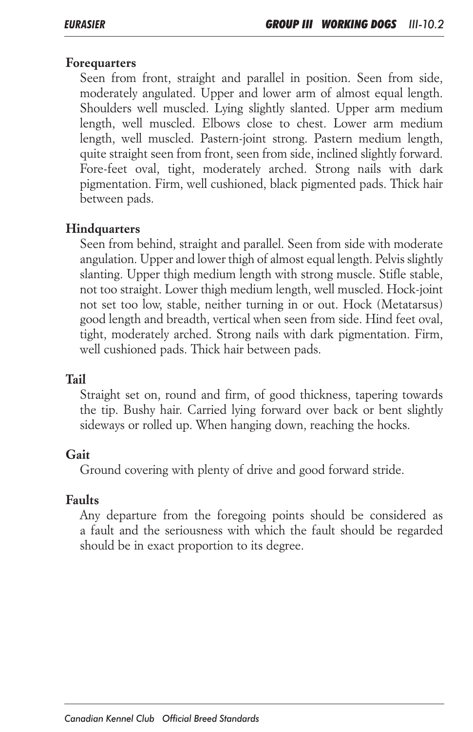**Forequarters**

Seen from front, straight and parallel in position. Seen from side, moderately angulated. Upper and lower arm of almost equal length. Shoulders well muscled. Lying slightly slanted. Upper arm medium length, well muscled. Elbows close to chest. Lower arm medium length, well muscled. Pastern-joint strong. Pastern medium length, quite straight seen from front, seen from side, inclined slightly forward. Fore-feet oval, tight, moderately arched. Strong nails with dark pigmentation. Firm, well cushioned, black pigmented pads. Thick hair between pads.

**Hindquarters**

Seen from behind, straight and parallel. Seen from side with moderate angulation. Upper and lower thigh of almost equal length. Pelvis slightly slanting. Upper thigh medium length with strong muscle. Stifle stable, not too straight. Lower thigh medium length, well muscled. Hock-joint not set too low, stable, neither turning in or out. Hock (Metatarsus) good length and breadth, vertical when seen from side. Hind feet oval, tight, moderately arched. Strong nails with dark pigmentation. Firm, well cushioned pads. Thick hair between pads.

**Tail**

Straight set on, round and firm, of good thickness, tapering towards the tip. Bushy hair. Carried lying forward over back or bent slightly sideways or rolled up. When hanging down, reaching the hocks.

**Gait**

Ground covering with plenty of drive and good forward stride.

**Faults**

Any departure from the foregoing points should be considered as a fault and the seriousness with which the fault should be regarded should be in exact proportion to its degree.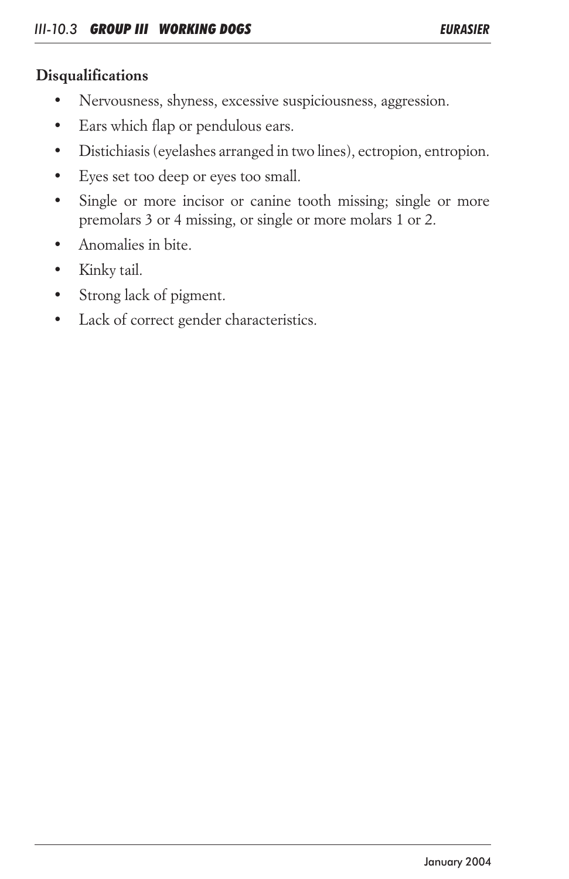**Disqualifications**

- Nervousness, shyness, excessive suspiciousness, aggression.
- Ears which flap or pendulous ears.
- Distichiasis (eyelashes arranged in two lines), ectropion, entropion.
- Eyes set too deep or eyes too small.
- Single or more incisor or canine tooth missing; single or more premolars 3 or 4 missing, or single or more molars 1 or 2.
- Anomalies in bite.
- Kinky tail.
- Strong lack of pigment.
- Lack of correct gender characteristics.